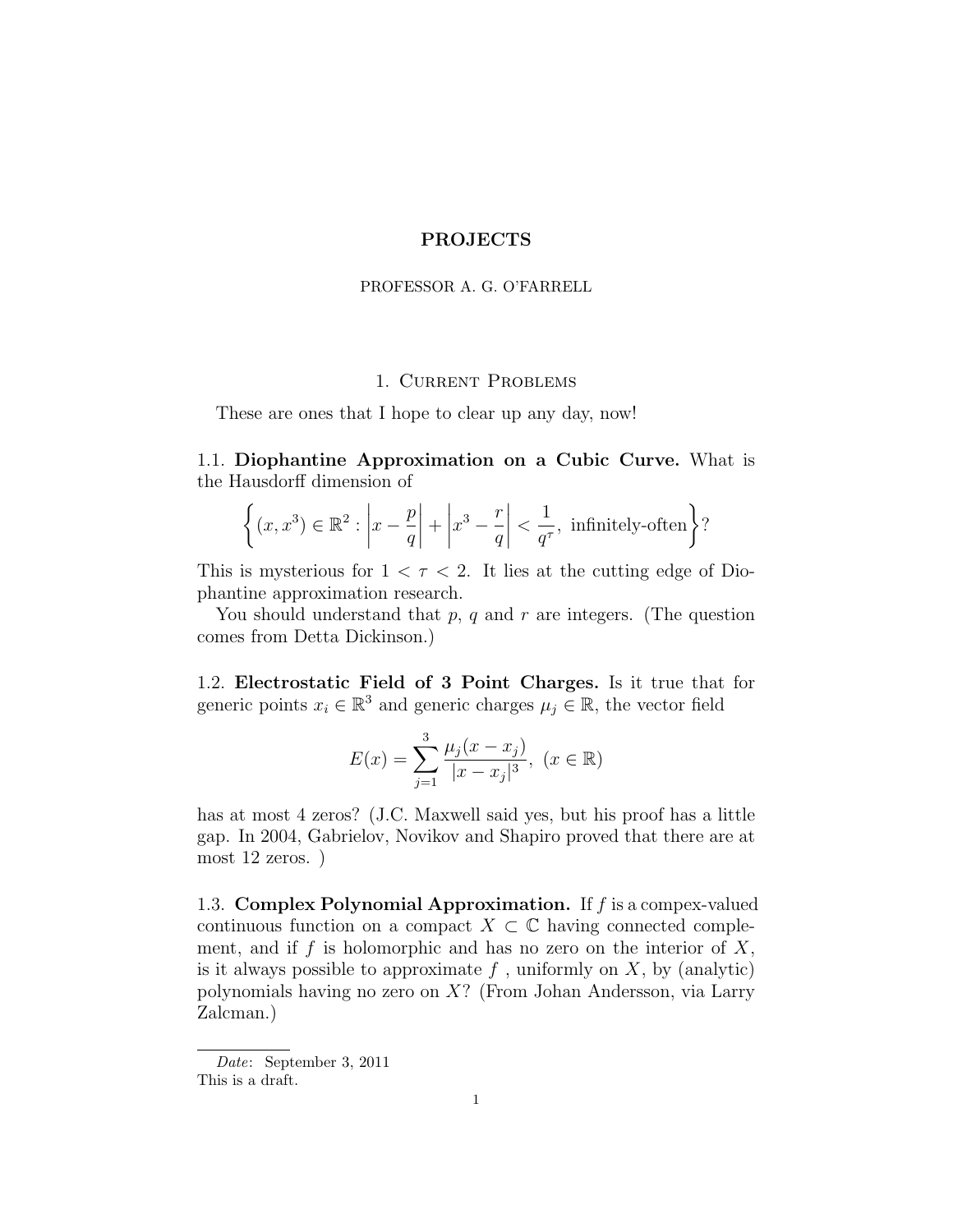# PROJECTS

PROFESSOR A. G. O'FARRELL

## 1. Current Problems

These are ones that I hope to clear up any day, now!

### 1.1. **Diophantine Approximation on a Cubic Curve.**

What is the Hausdorff dimension of

$$\left\{ (x, x^3) \in \mathbb{R}^2 : \left| x - \frac{p}{q} \right| + \left| x^3 - \frac{r}{q} \right| < \frac{1}{q^\tau}, \text{ infinitely-often} \right\}?$$

This is mysterious for $1 < \tau < 2$. It lies at the cutting edge of Diophantine approximation research.

You should understand that $p$, $q$ and $r$ are integers. (The question comes from Detta Dickinson.)

### 1.2. **Electrostatic Field of 3 Point Charges.**

Is it true that for generic points $x_i \in \mathbb{R}^3$ and generic charges $\mu_j \in \mathbb{R}$, the vector field

$$E(x) = \sum_{j=1}^{3} \frac{\mu_j (x - x_j)}{|x - x_j|^3}, \ (x \in \mathbb{R})$$

has at most 4 zeros? (J.C. Maxwell said yes, but his proof has a little gap. In 2004, Gabrielov, Novikov and Shapiro proved that there are at most 12 zeros. )

### 1.3. **Complex Polynomial Approximation.**

If $f$ is a compex-valued continuous function on a compact $X \subset \mathbb{C}$ having connected complement, and if $f$ is holomorphic and has no zero on the interior of $X$, is it always possible to approximate $f$ , uniformly on $X$, by (analytic) polynomials having no zero on $X$? (From Johan Andersson, via Larry Zalcman.)

---

*Date*: September 3, 2011
This is a draft.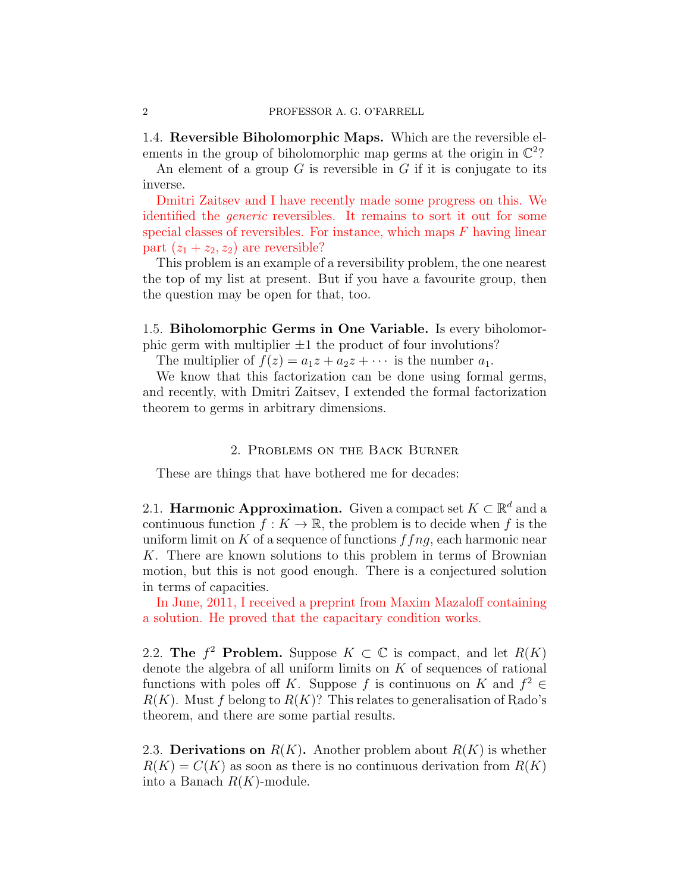1.4. **Reversible Biholomorphic Maps.** Which are the reversible elements in the group of biholomorphic map germs at the origin in $\mathbb{C}^2$?

An element of a group $G$ is reversible in $G$ if it is conjugate to its inverse.

Dmitri Zaitsev and I have recently made some progress on this. We identified the *generic* reversibles. It remains to sort it out for some special classes of reversibles. For instance, which maps $F$ having linear part $(z_1 + z_2, z_2)$ are reversible?

This problem is an example of a reversibility problem, the one nearest the top of my list at present. But if you have a favourite group, then the question may be open for that, too.

1.5. **Biholomorphic Germs in One Variable.** Is every biholomorphic germ with multiplier $\pm 1$ the product of four involutions?

The multiplier of $f(z) = a_1 z + a_2 z + \cdots$ is the number $a_1$.

We know that this factorization can be done using formal germs, and recently, with Dmitri Zaitsev, I extended the formal factorization theorem to germs in arbitrary dimensions.

## 2. Problems on the Back Burner

These are things that have bothered me for decades:

2.1. **Harmonic Approximation.** Given a compact set $K \subset \mathbb{R}^d$ and a continuous function $f : K \to \mathbb{R}$, the problem is to decide when $f$ is the uniform limit on $K$ of a sequence of functions $f f n g$, each harmonic near $K$. There are known solutions to this problem in terms of Brownian motion, but this is not good enough. There is a conjectured solution in terms of capacities.

In June, 2011, I received a preprint from Maxim Mazaloff containing a solution. He proved that the capacitary condition works.

2.2. **The $f^2$ Problem.** Suppose $K \subset \mathbb{C}$ is compact, and let $R(K)$ denote the algebra of all uniform limits on $K$ of sequences of rational functions with poles off $K$. Suppose $f$ is continuous on $K$ and $f^2 \in R(K)$. Must $f$ belong to $R(K)$? This relates to generalisation of Rado's theorem, and there are some partial results.

2.3. **Derivations on $R(K)$.** Another problem about $R(K)$ is whether $R(K) = C(K)$ as soon as there is no continuous derivation from $R(K)$ into a Banach $R(K)$-module.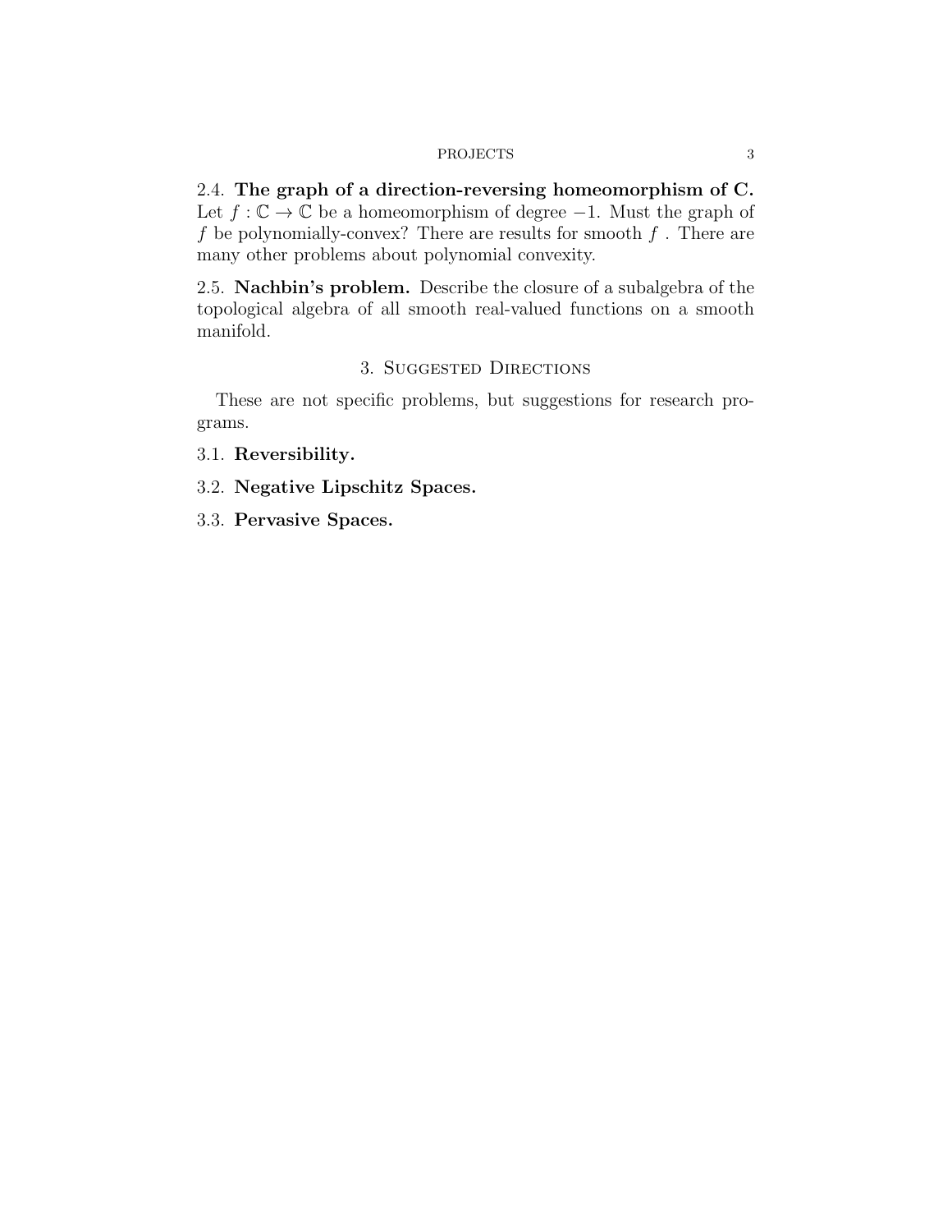2.4. **The graph of a direction-reversing homeomorphism of C.** Let $f : \mathbb{C} \to \mathbb{C}$ be a homeomorphism of degree $-1$. Must the graph of $f$ be polynomially-convex? There are results for smooth $f$. There are many other problems about polynomial convexity.

2.5. **Nachbin's problem.** Describe the closure of a subalgebra of the topological algebra of all smooth real-valued functions on a smooth manifold.

## 3. Suggested Directions

These are not specific problems, but suggestions for research programs.

3.1. **Reversibility.**

3.2. **Negative Lipschitz Spaces.**

3.3. **Pervasive Spaces.**